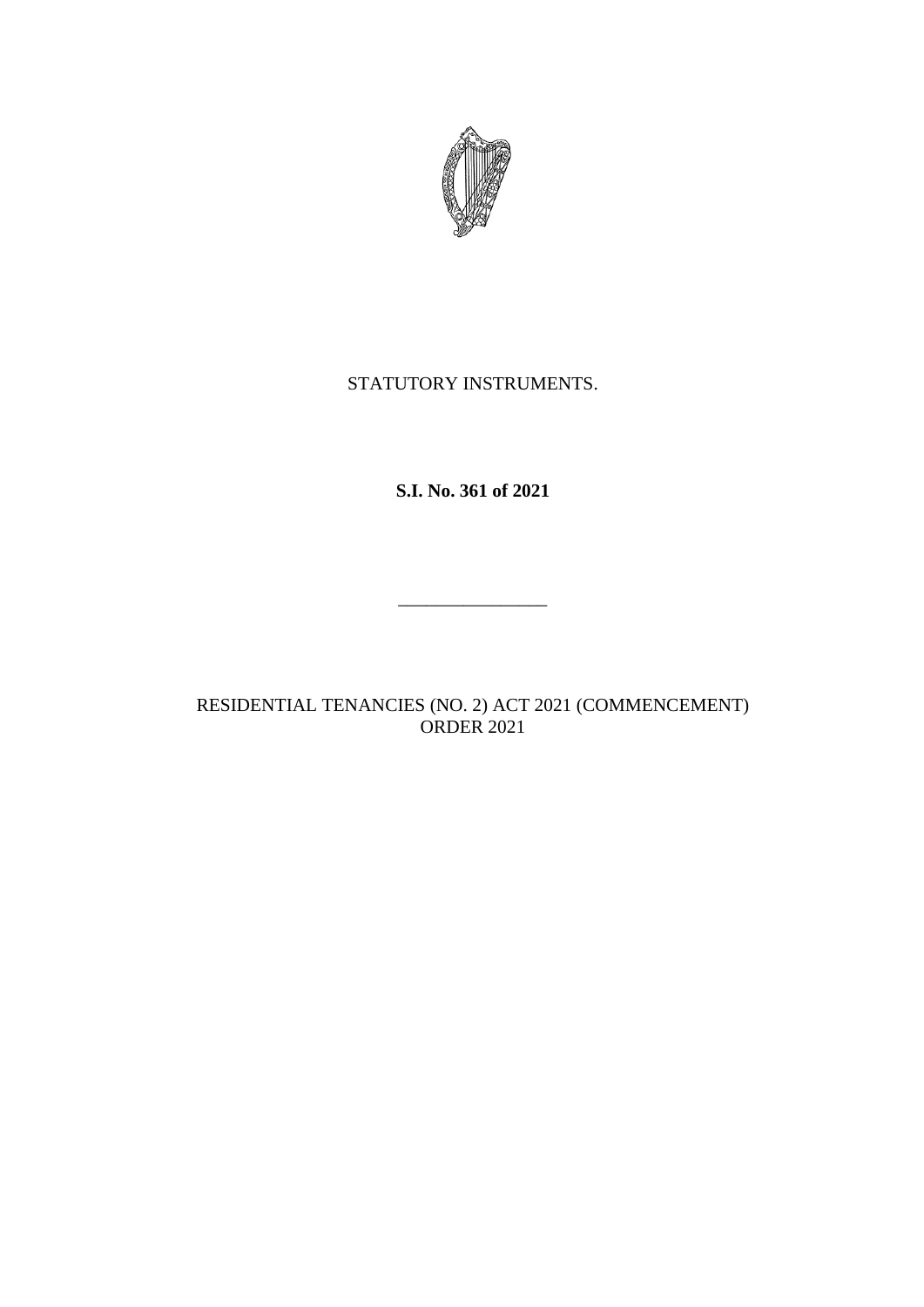STATUTORY INSTRUMENTS.

**S.I. No. 361 of 2021**

————————

RESIDENTIAL TENANCIES (NO. 2) ACT 2021 (COMMENCEMENT) ORDER 2021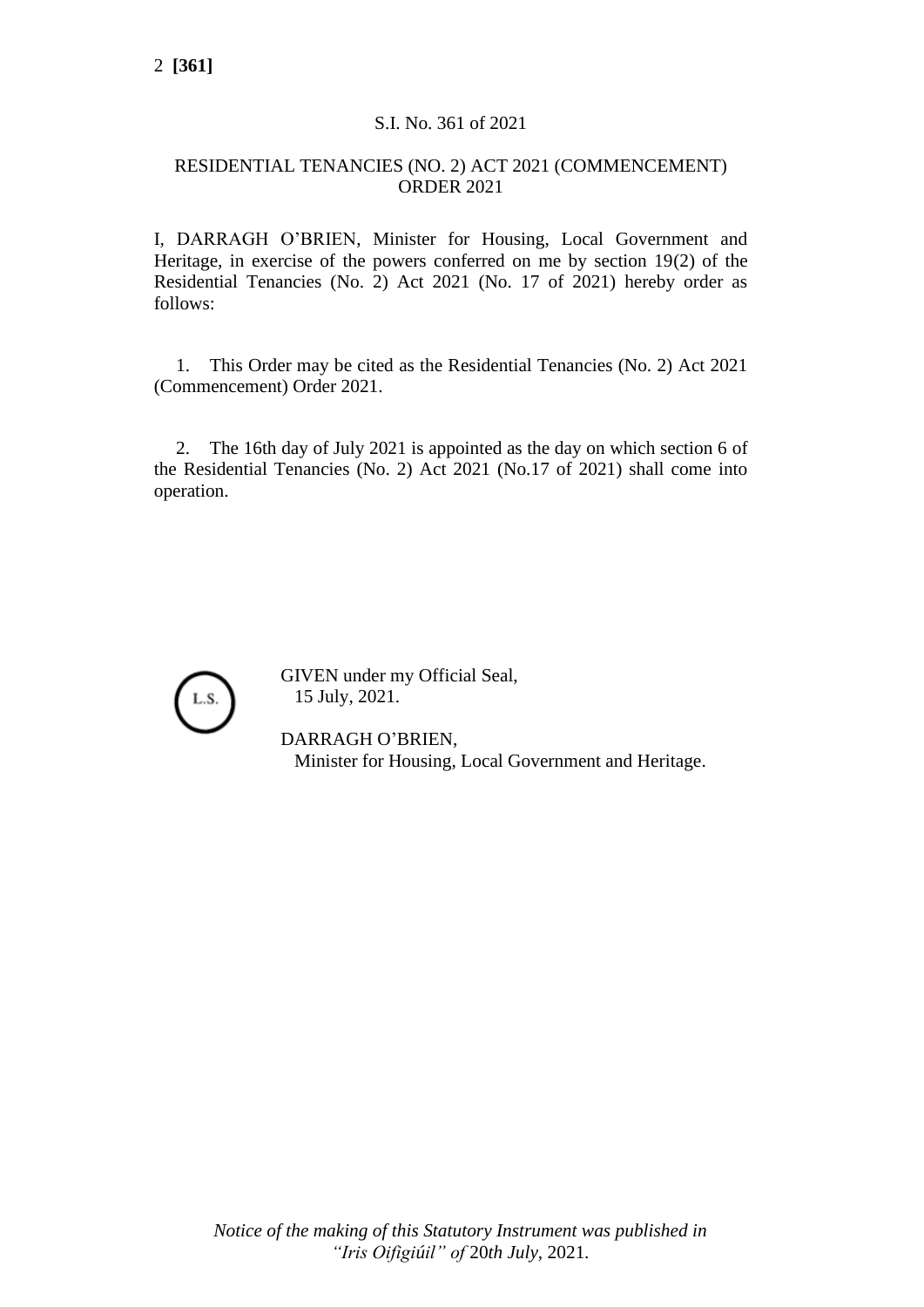S.I. No. 361 of 2021

# RESIDENTIAL TENANCIES (NO. 2) ACT 2021 (COMMENCEMENT) ORDER 2021

I, DARRAGH O'BRIEN, Minister for Housing, Local Government and Heritage, in exercise of the powers conferred on me by section 19(2) of the Residential Tenancies (No. 2) Act 2021 (No. 17 of 2021) hereby order as follows:

1. This Order may be cited as the Residential Tenancies (No. 2) Act 2021 (Commencement) Order 2021.

2. The 16th day of July 2021 is appointed as the day on which section 6 of the Residential Tenancies (No. 2) Act 2021 (No.17 of 2021) shall come into operation.

L.S.

GIVEN under my Official Seal,
15 July, 2021.

DARRAGH O'BRIEN,
Minister for Housing, Local Government and Heritage.

*Notice of the making of this Statutory Instrument was published in "Iris Oifigiúil" of* 20*th July,* 2021*.*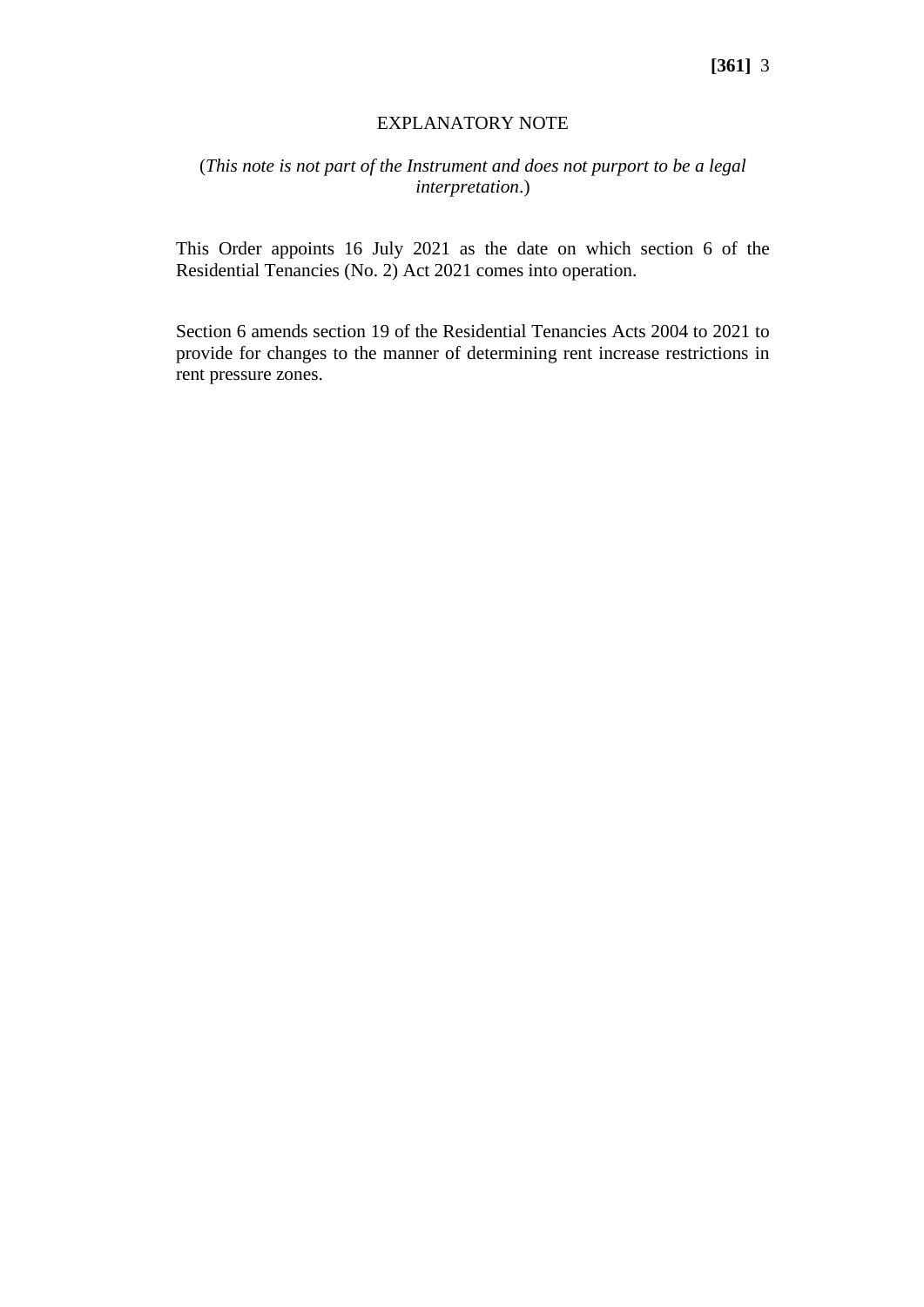## EXPLANATORY NOTE

(*This note is not part of the Instrument and does not purport to be a legal interpretation*.)

This Order appoints 16 July 2021 as the date on which section 6 of the Residential Tenancies (No. 2) Act 2021 comes into operation.

Section 6 amends section 19 of the Residential Tenancies Acts 2004 to 2021 to provide for changes to the manner of determining rent increase restrictions in rent pressure zones.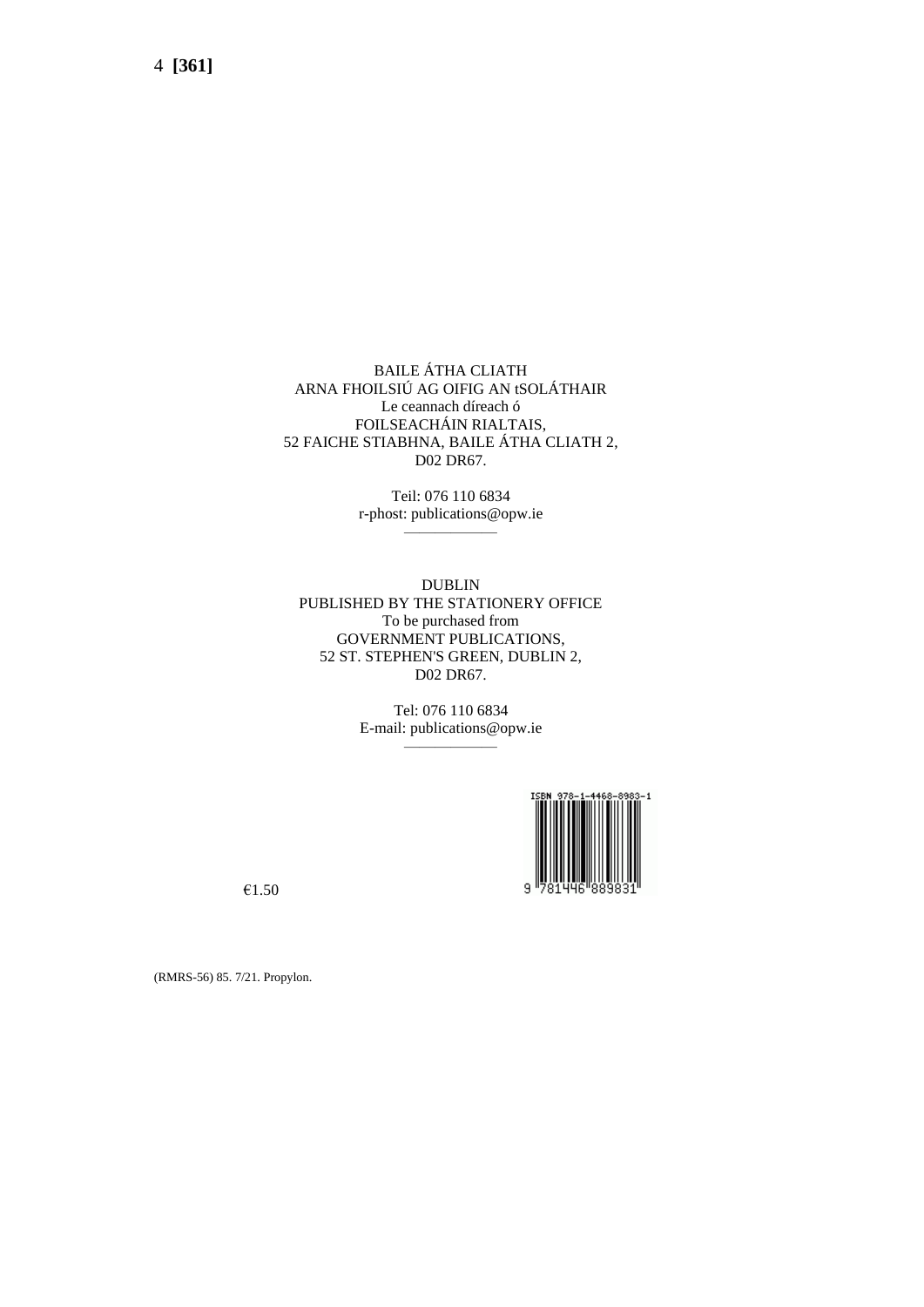BAILE ÁTHA CLIATH
ARNA FHOILSIÚ AG OIFIG AN tSOLÁTHAIR
Le ceannach díreach ó
FOILSEACHÁIN RIALTAIS,
52 FAICHE STIABHNA, BAILE ÁTHA CLIATH 2,
D02 DR67.

Teil: 076 110 6834
r-phost: publications@opw.ie

---

DUBLIN
PUBLISHED BY THE STATIONERY OFFICE
To be purchased from
GOVERNMENT PUBLICATIONS,
52 ST. STEPHEN'S GREEN, DUBLIN 2,
D02 DR67.

Tel: 076 110 6834
E-mail: publications@opw.ie

---

ISBN 978-1-4468-8983-1

9 781446 889831

€1.50

(RMRS-56) 85. 7/21. Propylon.